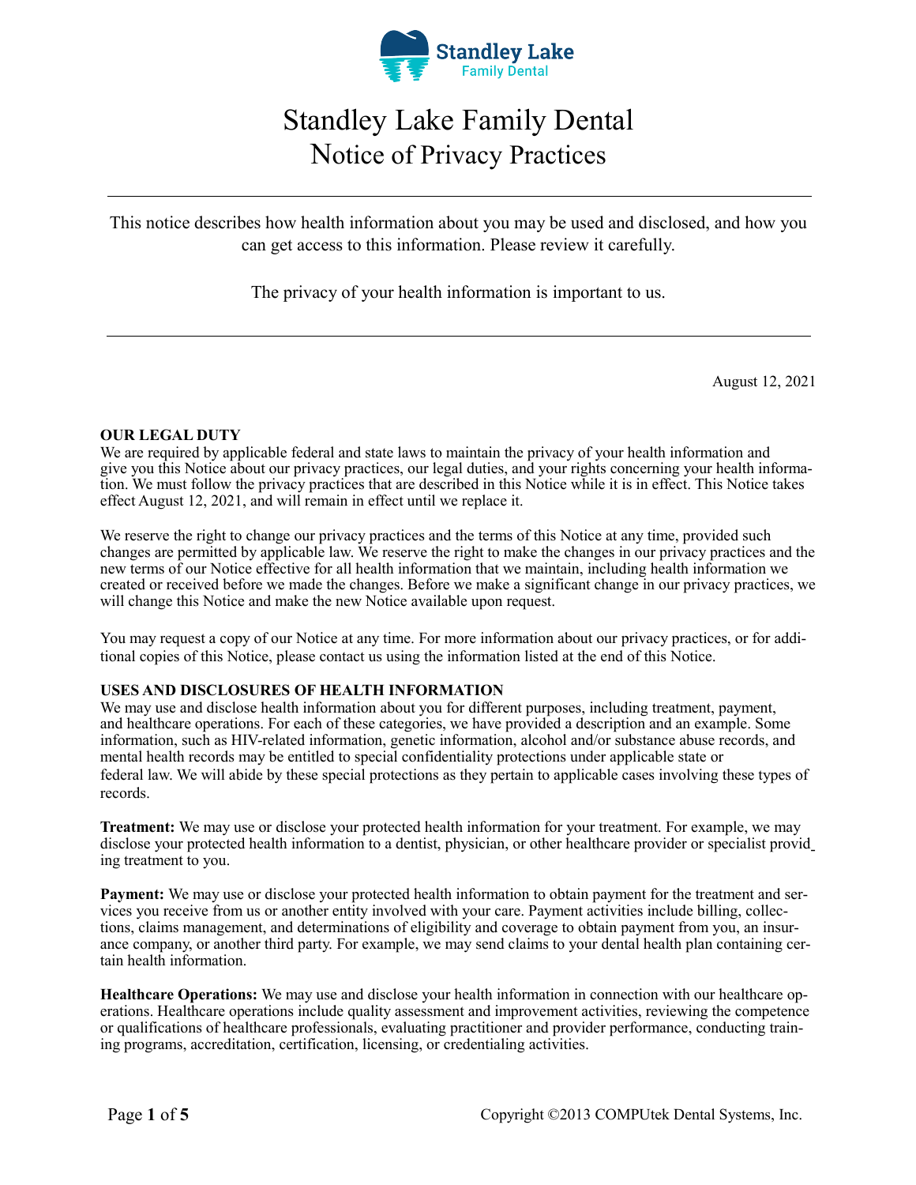# Standley Lake Family Dental
## Notice of Privacy Practices

---

This notice describes how health information about you may be used and disclosed, and how you can get access to this information. Please review it carefully.

The privacy of your health information is important to us.

---

August 12, 2021

**OUR LEGAL DUTY**

We are required by applicable federal and state laws to maintain the privacy of your health information and give you this Notice about our privacy practices, our legal duties, and your rights concerning your health information. We must follow the privacy practices that are described in this Notice while it is in effect. This Notice takes effect August 12, 2021, and will remain in effect until we replace it.

We reserve the right to change our privacy practices and the terms of this Notice at any time, provided such changes are permitted by applicable law. We reserve the right to make the changes in our privacy practices and the new terms of our Notice effective for all health information that we maintain, including health information we created or received before we made the changes. Before we make a significant change in our privacy practices, we will change this Notice and make the new Notice available upon request.

You may request a copy of our Notice at any time. For more information about our privacy practices, or for additional copies of this Notice, please contact us using the information listed at the end of this Notice.

**USES AND DISCLOSURES OF HEALTH INFORMATION**

We may use and disclose health information about you for different purposes, including treatment, payment, and healthcare operations. For each of these categories, we have provided a description and an example. Some information, such as HIV-related information, genetic information, alcohol and/or substance abuse records, and mental health records may be entitled to special confidentiality protections under applicable state or federal law. We will abide by these special protections as they pertain to applicable cases involving these types of records.

**Treatment:** We may use or disclose your protected health information for your treatment. For example, we may disclose your protected health information to a dentist, physician, or other healthcare provider or specialist providing treatment to you.

**Payment:** We may use or disclose your protected health information to obtain payment for the treatment and services you receive from us or another entity involved with your care. Payment activities include billing, collections, claims management, and determinations of eligibility and coverage to obtain payment from you, an insurance company, or another third party. For example, we may send claims to your dental health plan containing certain health information.

**Healthcare Operations:** We may use and disclose your health information in connection with our healthcare operations. Healthcare operations include quality assessment and improvement activities, reviewing the competence or qualifications of healthcare professionals, evaluating practitioner and provider performance, conducting training programs, accreditation, certification, licensing, or credentialing activities.

Copyright ©2013 COMPUtek Dental Systems, Inc.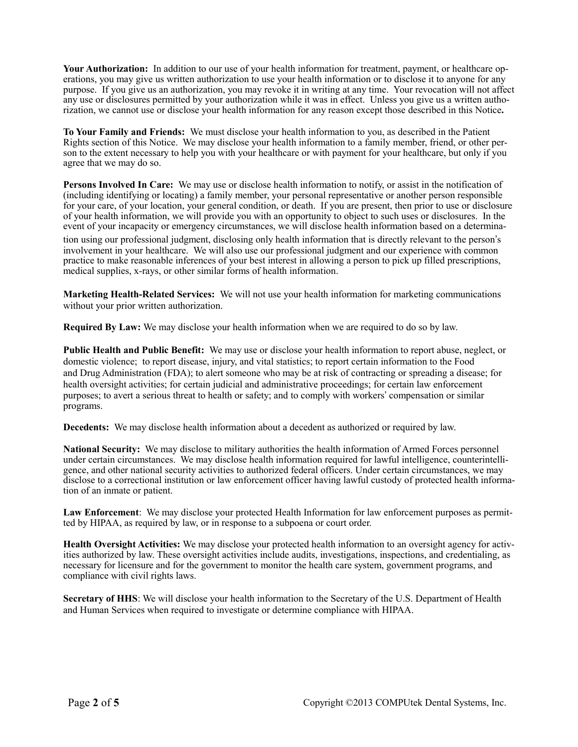**Your Authorization:** In addition to our use of your health information for treatment, payment, or healthcare operations, you may give us written authorization to use your health information or to disclose it to anyone for any purpose. If you give us an authorization, you may revoke it in writing at any time. Your revocation will not affect any use or disclosures permitted by your authorization while it was in effect. Unless you give us a written authorization, we cannot use or disclose your health information for any reason except those described in this Notice**.**

**To Your Family and Friends:** We must disclose your health information to you, as described in the Patient Rights section of this Notice. We may disclose your health information to a family member, friend, or other person to the extent necessary to help you with your healthcare or with payment for your healthcare, but only if you agree that we may do so.

**Persons Involved In Care:** We may use or disclose health information to notify, or assist in the notification of (including identifying or locating) a family member, your personal representative or another person responsible for your care, of your location, your general condition, or death. If you are present, then prior to use or disclosure of your health information, we will provide you with an opportunity to object to such uses or disclosures. In the event of your incapacity or emergency circumstances, we will disclose health information based on a determination using our professional judgment, disclosing only health information that is directly relevant to the person's involvement in your healthcare. We will also use our professional judgment and our experience with common practice to make reasonable inferences of your best interest in allowing a person to pick up filled prescriptions, medical supplies, x-rays, or other similar forms of health information.

**Marketing Health-Related Services:** We will not use your health information for marketing communications without your prior written authorization.

**Required By Law:** We may disclose your health information when we are required to do so by law.

**Public Health and Public Benefit:** We may use or disclose your health information to report abuse, neglect, or domestic violence; to report disease, injury, and vital statistics; to report certain information to the Food and Drug Administration (FDA); to alert someone who may be at risk of contracting or spreading a disease; for health oversight activities; for certain judicial and administrative proceedings; for certain law enforcement purposes; to avert a serious threat to health or safety; and to comply with workers' compensation or similar programs.

**Decedents:** We may disclose health information about a decedent as authorized or required by law.

**National Security:** We may disclose to military authorities the health information of Armed Forces personnel under certain circumstances. We may disclose health information required for lawful intelligence, counterintelligence, and other national security activities to authorized federal officers. Under certain circumstances, we may disclose to a correctional institution or law enforcement officer having lawful custody of protected health information of an inmate or patient.

**Law Enforcement**: We may disclose your protected Health Information for law enforcement purposes as permitted by HIPAA, as required by law, or in response to a subpoena or court order.

**Health Oversight Activities:** We may disclose your protected health information to an oversight agency for activities authorized by law. These oversight activities include audits, investigations, inspections, and credentialing, as necessary for licensure and for the government to monitor the health care system, government programs, and compliance with civil rights laws.

**Secretary of HHS**: We will disclose your health information to the Secretary of the U.S. Department of Health and Human Services when required to investigate or determine compliance with HIPAA.

Copyright ©2013 COMPUtek Dental Systems, Inc.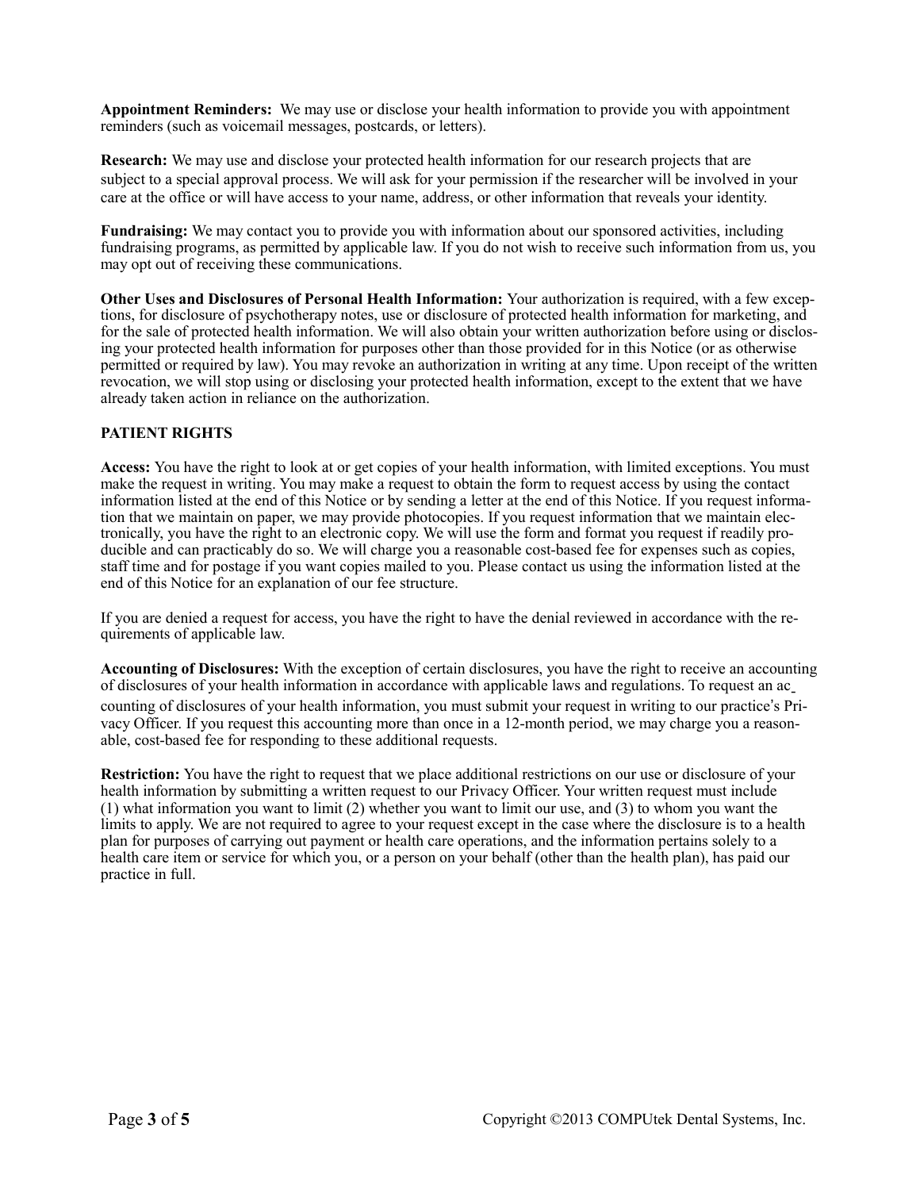**Appointment Reminders:** We may use or disclose your health information to provide you with appointment reminders (such as voicemail messages, postcards, or letters).

**Research:** We may use and disclose your protected health information for our research projects that are subject to a special approval process. We will ask for your permission if the researcher will be involved in your care at the office or will have access to your name, address, or other information that reveals your identity.

**Fundraising:** We may contact you to provide you with information about our sponsored activities, including fundraising programs, as permitted by applicable law. If you do not wish to receive such information from us, you may opt out of receiving these communications.

**Other Uses and Disclosures of Personal Health Information:** Your authorization is required, with a few exceptions, for disclosure of psychotherapy notes, use or disclosure of protected health information for marketing, and for the sale of protected health information. We will also obtain your written authorization before using or disclosing your protected health information for purposes other than those provided for in this Notice (or as otherwise permitted or required by law). You may revoke an authorization in writing at any time. Upon receipt of the written revocation, we will stop using or disclosing your protected health information, except to the extent that we have already taken action in reliance on the authorization.

**PATIENT RIGHTS**

**Access:** You have the right to look at or get copies of your health information, with limited exceptions. You must make the request in writing. You may make a request to obtain the form to request access by using the contact information listed at the end of this Notice or by sending a letter at the end of this Notice. If you request information that we maintain on paper, we may provide photocopies. If you request information that we maintain electronically, you have the right to an electronic copy. We will use the form and format you request if readily producible and can practicably do so. We will charge you a reasonable cost-based fee for expenses such as copies, staff time and for postage if you want copies mailed to you. Please contact us using the information listed at the end of this Notice for an explanation of our fee structure.

If you are denied a request for access, you have the right to have the denial reviewed in accordance with the requirements of applicable law.

**Accounting of Disclosures:** With the exception of certain disclosures, you have the right to receive an accounting of disclosures of your health information in accordance with applicable laws and regulations. To request an accounting of disclosures of your health information, you must submit your request in writing to our practice's Privacy Officer. If you request this accounting more than once in a 12-month period, we may charge you a reasonable, cost-based fee for responding to these additional requests.

**Restriction:** You have the right to request that we place additional restrictions on our use or disclosure of your health information by submitting a written request to our Privacy Officer. Your written request must include (1) what information you want to limit (2) whether you want to limit our use, and (3) to whom you want the limits to apply. We are not required to agree to your request except in the case where the disclosure is to a health plan for purposes of carrying out payment or health care operations, and the information pertains solely to a health care item or service for which you, or a person on your behalf (other than the health plan), has paid our practice in full.

Copyright ©2013 COMPUtek Dental Systems, Inc.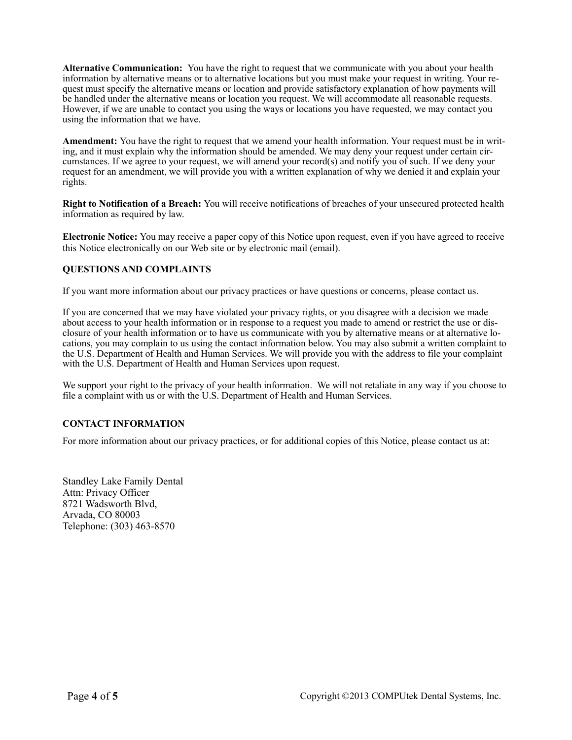**Alternative Communication:** You have the right to request that we communicate with you about your health information by alternative means or to alternative locations but you must make your request in writing. Your request must specify the alternative means or location and provide satisfactory explanation of how payments will be handled under the alternative means or location you request. We will accommodate all reasonable requests. However, if we are unable to contact you using the ways or locations you have requested, we may contact you using the information that we have.

**Amendment:** You have the right to request that we amend your health information. Your request must be in writing, and it must explain why the information should be amended. We may deny your request under certain circumstances. If we agree to your request, we will amend your record(s) and notify you of such. If we deny your request for an amendment, we will provide you with a written explanation of why we denied it and explain your rights.

**Right to Notification of a Breach:** You will receive notifications of breaches of your unsecured protected health information as required by law.

**Electronic Notice:** You may receive a paper copy of this Notice upon request, even if you have agreed to receive this Notice electronically on our Web site or by electronic mail (email).

## QUESTIONS AND COMPLAINTS

If you want more information about our privacy practices or have questions or concerns, please contact us.

If you are concerned that we may have violated your privacy rights, or you disagree with a decision we made about access to your health information or in response to a request you made to amend or restrict the use or disclosure of your health information or to have us communicate with you by alternative means or at alternative locations, you may complain to us using the contact information below. You may also submit a written complaint to the U.S. Department of Health and Human Services. We will provide you with the address to file your complaint with the U.S. Department of Health and Human Services upon request.

We support your right to the privacy of your health information. We will not retaliate in any way if you choose to file a complaint with us or with the U.S. Department of Health and Human Services.

## CONTACT INFORMATION

For more information about our privacy practices, or for additional copies of this Notice, please contact us at:

Standley Lake Family Dental
Attn: Privacy Officer
8721 Wadsworth Blvd,
Arvada, CO 80003
Telephone: (303) 463-8570

Copyright ©2013 COMPUtek Dental Systems, Inc.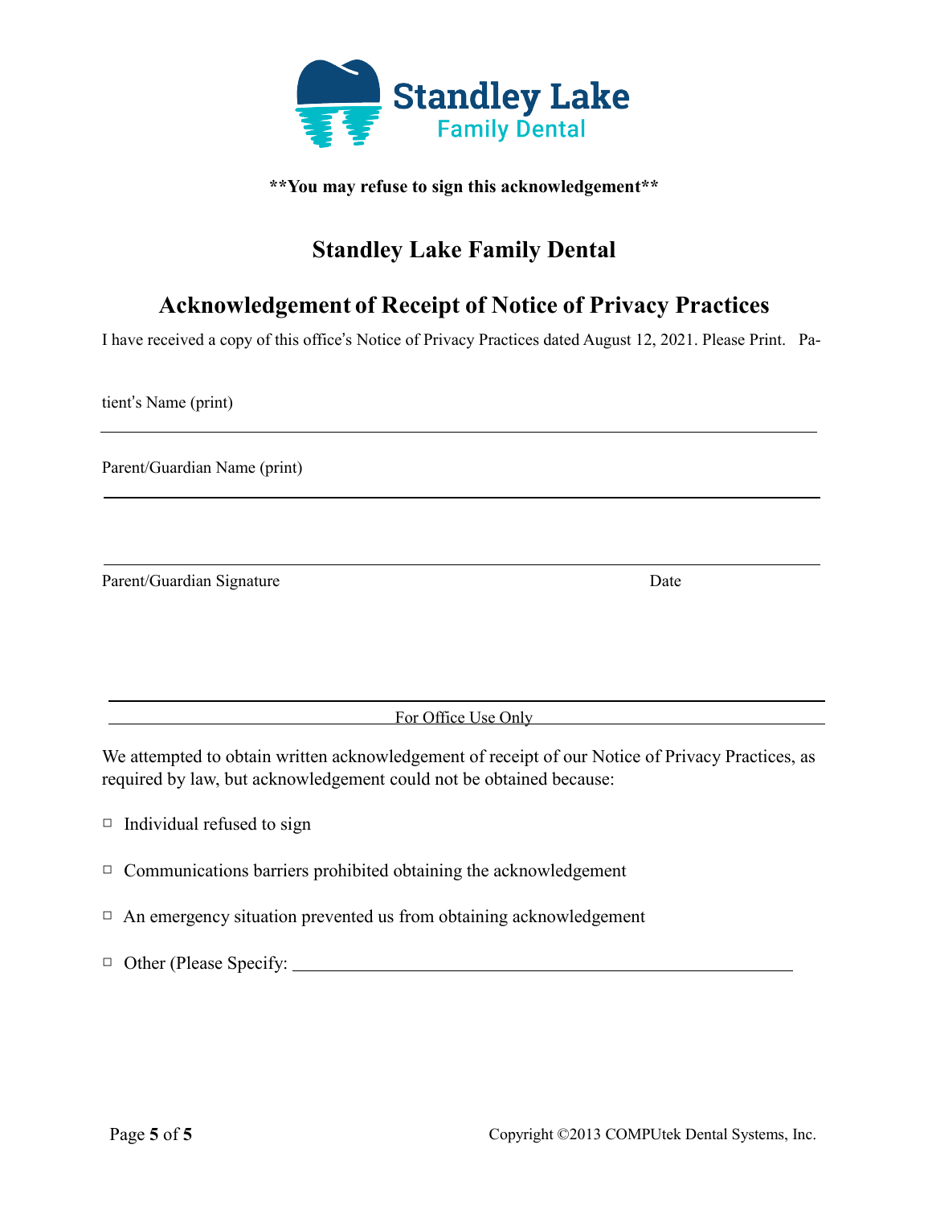**You may refuse to sign this acknowledgement**

# Standley Lake Family Dental

## Acknowledgement of Receipt of Notice of Privacy Practices

I have received a copy of this office's Notice of Privacy Practices dated August 12, 2021. Please Print. Patient's Name (print)

______________________________________________________________________

Parent/Guardian Name (print)

______________________________________________________________________

______________________________________________________________________

Parent/Guardian Signature Date

---

For Office Use Only

We attempted to obtain written acknowledgement of receipt of our Notice of Privacy Practices, as required by law, but acknowledgement could not be obtained because:

- ☐ Individual refused to sign
- ☐ Communications barriers prohibited obtaining the acknowledgement
- ☐ An emergency situation prevented us from obtaining acknowledgement
- ☐ Other (Please Specify: ______________________________________________

Copyright ©2013 COMPUtek Dental Systems, Inc.